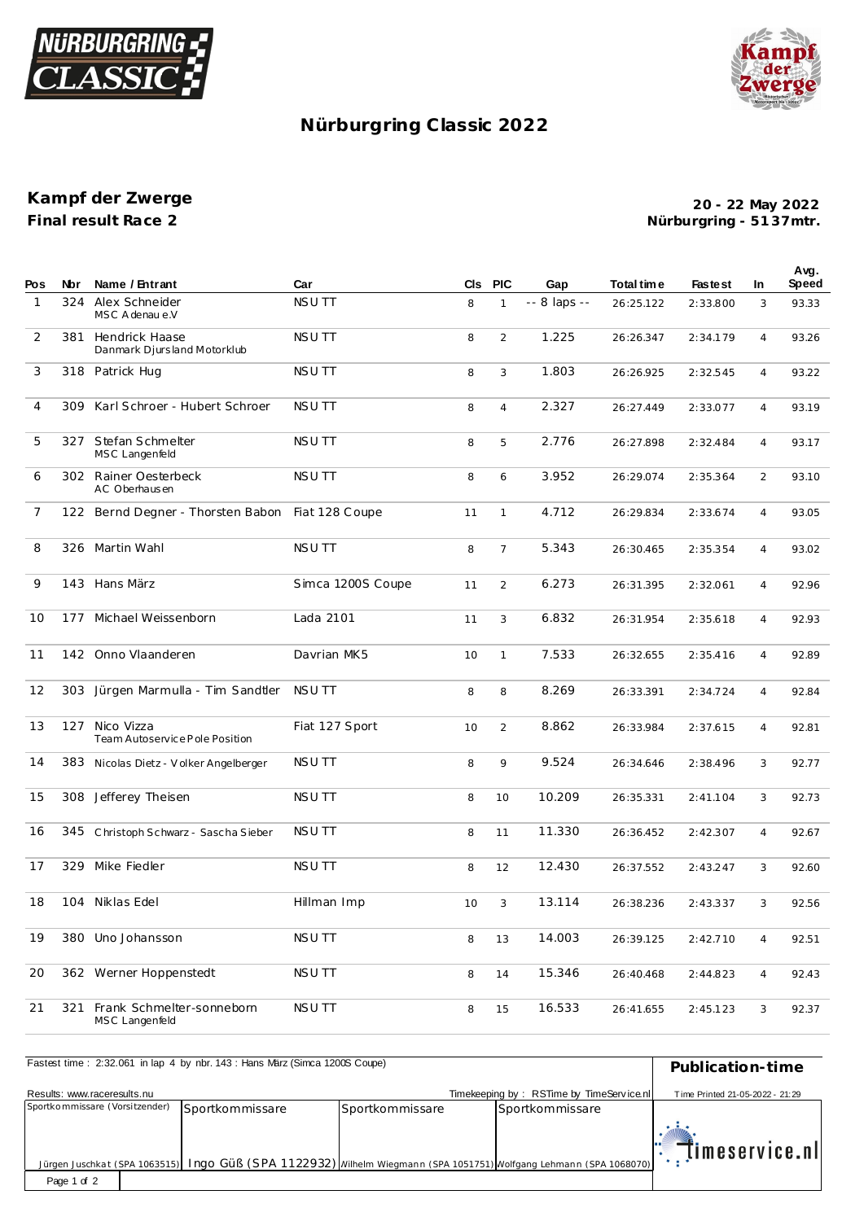# Nürburgring Classic 2022

## Kampf der Zwerge

**Final result Race 2**

**20 - 22 May 2022**
**Nürburgring - 5137mtr.**

| Pos | Nbr | Name / Entrant | Car | Cls | PIC | Gap | Total time | Fastest | In | Avg. Speed |
|---|---|---|---|---|---|---|---|---|---|---|
| 1 | 324 | Alex Schneider<br>MSC Adenau e.V | NSU TT | 8 | 1 | -- 8 laps -- | 26:25.122 | 2:33.800 | 3 | 93.33 |
| 2 | 381 | Hendrick Haase<br>Danmark Djursland Motorklub | NSU TT | 8 | 2 | 1.225 | 26:26.347 | 2:34.179 | 4 | 93.26 |
| 3 | 318 | Patrick Hug | NSU TT | 8 | 3 | 1.803 | 26:26.925 | 2:32.545 | 4 | 93.22 |
| 4 | 309 | Karl Schroer - Hubert Schroer | NSU TT | 8 | 4 | 2.327 | 26:27.449 | 2:33.077 | 4 | 93.19 |
| 5 | 327 | Stefan Schmelter<br>MSC Langenfeld | NSU TT | 8 | 5 | 2.776 | 26:27.898 | 2:32.484 | 4 | 93.17 |
| 6 | 302 | Rainer Oesterbeck<br>AC Oberhausen | NSU TT | 8 | 6 | 3.952 | 26:29.074 | 2:35.364 | 2 | 93.10 |
| 7 | 122 | Bernd Degner - Thorsten Babon | Fiat 128 Coupe | 11 | 1 | 4.712 | 26:29.834 | 2:33.674 | 4 | 93.05 |
| 8 | 326 | Martin Wahl | NSU TT | 8 | 7 | 5.343 | 26:30.465 | 2:35.354 | 4 | 93.02 |
| 9 | 143 | Hans März | Simca 1200S Coupe | 11 | 2 | 6.273 | 26:31.395 | 2:32.061 | 4 | 92.96 |
| 10 | 177 | Michael Weissenborn | Lada 2101 | 11 | 3 | 6.832 | 26:31.954 | 2:35.618 | 4 | 92.93 |
| 11 | 142 | Onno Vlaanderen | Davrian MK5 | 10 | 1 | 7.533 | 26:32.655 | 2:35.416 | 4 | 92.89 |
| 12 | 303 | Jürgen Marmulla - Tim Sandtler | NSU TT | 8 | 8 | 8.269 | 26:33.391 | 2:34.724 | 4 | 92.84 |
| 13 | 127 | Nico Vizza<br>Team Autoservice Pole Position | Fiat 127 Sport | 10 | 2 | 8.862 | 26:33.984 | 2:37.615 | 4 | 92.81 |
| 14 | 383 | Nicolas Dietz - Volker Angelberger | NSU TT | 8 | 9 | 9.524 | 26:34.646 | 2:38.496 | 3 | 92.77 |
| 15 | 308 | Jefferey Theisen | NSU TT | 8 | 10 | 10.209 | 26:35.331 | 2:41.104 | 3 | 92.73 |
| 16 | 345 | Christoph Schwarz - Sascha Sieber | NSU TT | 8 | 11 | 11.330 | 26:36.452 | 2:42.307 | 4 | 92.67 |
| 17 | 329 | Mike Fiedler | NSU TT | 8 | 12 | 12.430 | 26:37.552 | 2:43.247 | 3 | 92.60 |
| 18 | 104 | Niklas Edel | Hillman Imp | 10 | 3 | 13.114 | 26:38.236 | 2:43.337 | 3 | 92.56 |
| 19 | 380 | Uno Johansson | NSU TT | 8 | 13 | 14.003 | 26:39.125 | 2:42.710 | 4 | 92.51 |
| 20 | 362 | Werner Hoppenstedt | NSU TT | 8 | 14 | 15.346 | 26:40.468 | 2:44.823 | 4 | 92.43 |
| 21 | 321 | Frank Schmelter-sonneborn<br>MSC Langenfeld | NSU TT | 8 | 15 | 16.533 | 26:41.655 | 2:45.123 | 3 | 92.37 |

Fastest time : 2:32.061 in lap 4 by nbr. 143 : Hans März (Simca 1200S Coupe)

**Publication-time**

Results: www.raceresults.nu

Timekeeping by : RSTime by TimeService.nl

Time Printed 21-05-2022 - 21:29

| Sportkommissare (Vorsitzender) | Sportkommissare | Sportkommissare | Sportkommissare |
|---|---|---|---|
| Jürgen Juschkat (SPA 1063515) | Ingo Güß (SPA 1122932) | Wilhelm Wiegmann (SPA 1051751) | Wolfgang Lehmann (SPA 1068070) |

timeservice.nl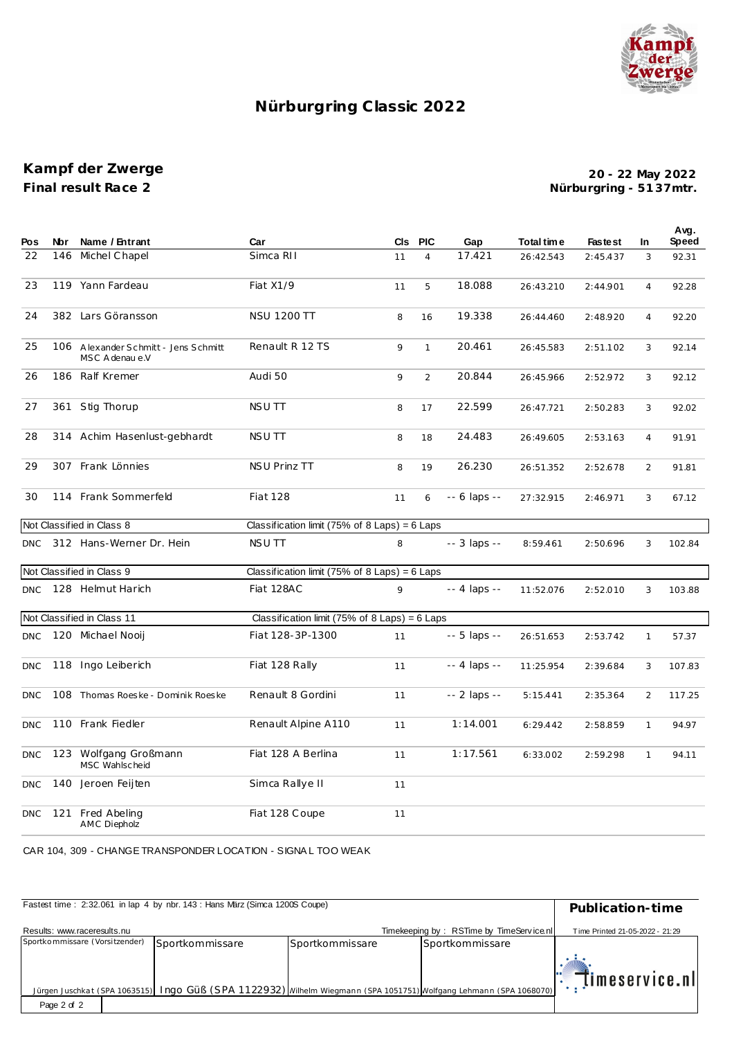# Nürburgring Classic 2022

## Kampf der Zwerge

**Final result Race 2**

**20 - 22 May 2022**
**Nürburgring - 5137mtr.**

| Pos | Nbr | Name / Entrant | Car | Cls | PIC | Gap | Total time | Fastest | In | Avg. Speed |
|---|---|---|---|---|---|---|---|---|---|---|
| 22 | 146 | Michel Chapel | Simca RII | 11 | 4 | 17.421 | 26:42.543 | 2:45.437 | 3 | 92.31 |
| 23 | 119 | Yann Fardeau | Fiat X1/9 | 11 | 5 | 18.088 | 26:43.210 | 2:44.901 | 4 | 92.28 |
| 24 | 382 | Lars Göransson | NSU 1200 TT | 8 | 16 | 19.338 | 26:44.460 | 2:48.920 | 4 | 92.20 |
| 25 | 106 | Alexander Schmitt - Jens Schmitt<br>MSC Adenau e.V | Renault R 12 TS | 9 | 1 | 20.461 | 26:45.583 | 2:51.102 | 3 | 92.14 |
| 26 | 186 | Ralf Kremer | Audi 50 | 9 | 2 | 20.844 | 26:45.966 | 2:52.972 | 3 | 92.12 |
| 27 | 361 | Stig Thorup | NSU TT | 8 | 17 | 22.599 | 26:47.721 | 2:50.283 | 3 | 92.02 |
| 28 | 314 | Achim Hasenlust-gebhardt | NSU TT | 8 | 18 | 24.483 | 26:49.605 | 2:53.163 | 4 | 91.91 |
| 29 | 307 | Frank Lönnies | NSU Prinz TT | 8 | 19 | 26.230 | 26:51.352 | 2:52.678 | 2 | 91.81 |
| 30 | 114 | Frank Sommerfeld | Fiat 128 | 11 | 6 | -- 6 laps -- | 27:32.915 | 2:46.971 | 3 | 67.12 |
| Not Classified in Class 8 | | | Classification limit (75% of 8 Laps) = 6 Laps | | | | | | | |
| DNC | 312 | Hans-Werner Dr. Hein | NSU TT | 8 | | -- 3 laps -- | 8:59.461 | 2:50.696 | 3 | 102.84 |
| Not Classified in Class 9 | | | Classification limit (75% of 8 Laps) = 6 Laps | | | | | | | |
| DNC | 128 | Helmut Harich | Fiat 128AC | 9 | | -- 4 laps -- | 11:52.076 | 2:52.010 | 3 | 103.88 |
| Not Classified in Class 11 | | | Classification limit (75% of 8 Laps) = 6 Laps | | | | | | | |
| DNC | 120 | Michael Nooij | Fiat 128-3P-1300 | 11 | | -- 5 laps -- | 26:51.653 | 2:53.742 | 1 | 57.37 |
| DNC | 118 | Ingo Leiberich | Fiat 128 Rally | 11 | | -- 4 laps -- | 11:25.954 | 2:39.684 | 3 | 107.83 |
| DNC | 108 | Thomas Roeske - Dominik Roeske | Renault 8 Gordini | 11 | | -- 2 laps -- | 5:15.441 | 2:35.364 | 2 | 117.25 |
| DNC | 110 | Frank Fiedler | Renault Alpine A110 | 11 | | 1:14.001 | 6:29.442 | 2:58.859 | 1 | 94.97 |
| DNC | 123 | Wolfgang Großmann<br>MSC Wahlscheid | Fiat 128 A Berlina | 11 | | 1:17.561 | 6:33.002 | 2:59.298 | 1 | 94.11 |
| DNC | 140 | Jeroen Feijten | Simca Rallye II | 11 | | | | | | |
| DNC | 121 | Fred Abeling<br>AMC Diepholz | Fiat 128 Coupe | 11 | | | | | | |

CAR 104, 309 - CHANGE TRANSPONDER LOCATION - SIGNAL TOO WEAK

Fastest time : 2:32.061 in lap 4 by nbr. 143 : Hans März (Simca 1200S Coupe)

**Publication-time**

Results: www.raceresults.nu

Timekeeping by : RSTime by TimeService.nl

Time Printed 21-05-2022 - 21:29

| Sportkommissare (Vorsitzender) | Sportkommissare | Sportkommissare | Sportkommissare |
|---|---|---|---|
| Jürgen Juschkat (SPA 1063515) | Ingo Güß (SPA 1122932) | Wilhelm Wiegmann (SPA 1051751) | Wolfgang Lehmann (SPA 1068070) |

timeservice.nl